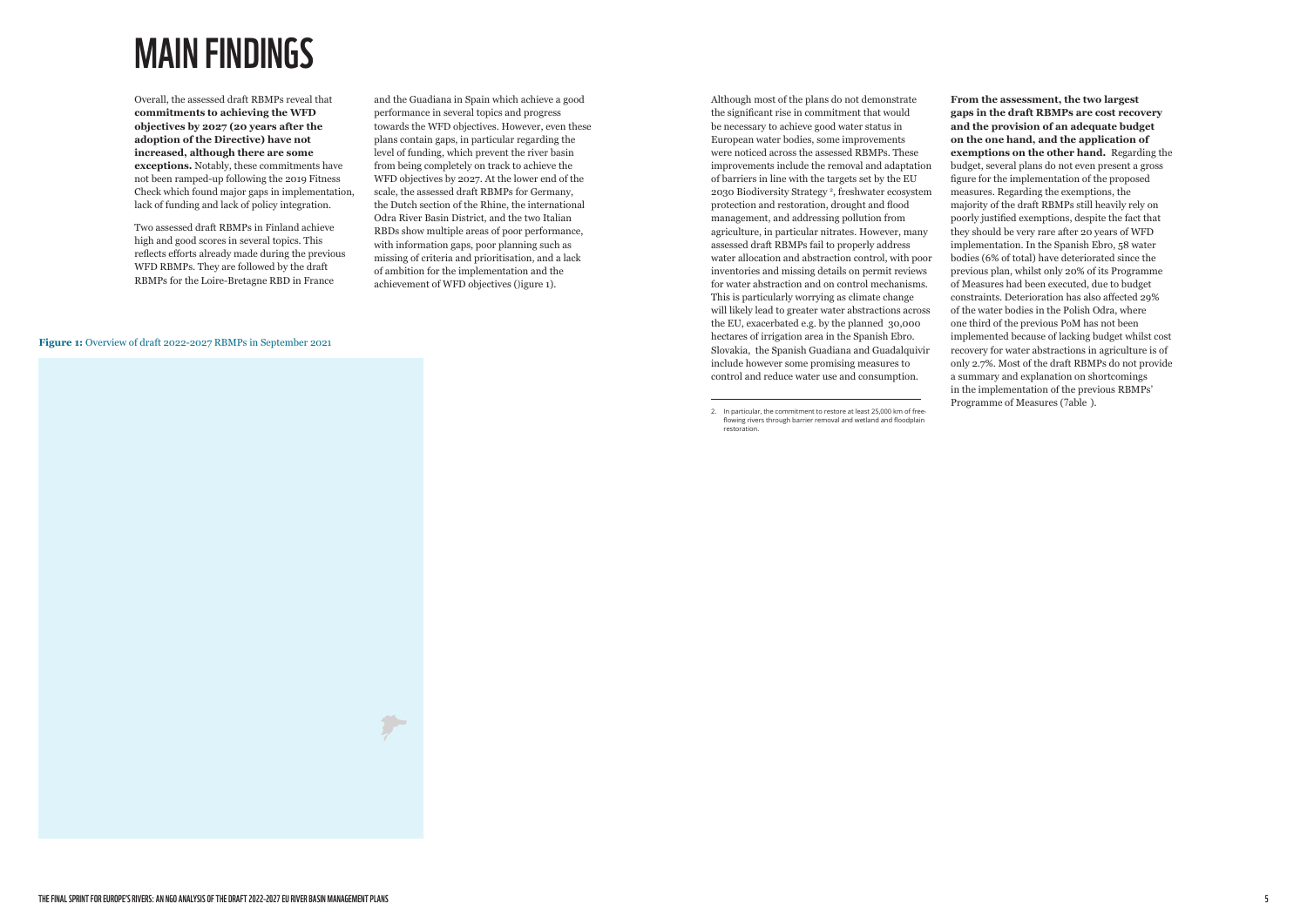# MAIN FINDINGS

Overall, the assessed draft RBMPs reveal that **commitments to achieving the WFD objectives by 2027 (20 years after the adoption of the Directive) have not increased, although there are some exceptions.** Notably, these commitments have not been ramped-up following the 2019 Fitness Check which found major gaps in implementation, lack of funding and lack of policy integration.

Two assessed draft RBMPs in Finland achieve high and good scores in several topics. This reflects efforts already made during the previous WFD RBMPs. They are followed by the draft RBMPs for the Loire-Bretagne RBD in France and the Guadiana in Spain which achieve a good performance in several topics and progress towards the WFD objectives. However, even these plans contain gaps, in particular regarding the level of funding, which prevent the river basin from being completely on track to achieve the WFD objectives by 2027. At the lower end of the scale, the assessed draft RBMPs for Germany, the Dutch section of the Rhine, the international Odra River Basin District, and the two Italian RBDs show multiple areas of poor performance, with information gaps, poor planning such as missing of criteria and prioritisation, and a lack of ambition for the implementation and the achievement of WFD objectives ()igure 1).

**Figure 1:** Overview of draft 2022-2027 RBMPs in September 2021

Although most of the plans do not demonstrate the significant rise in commitment that would be necessary to achieve good water status in European water bodies, some improvements were noticed across the assessed RBMPs. These improvements include the removal and adaptation of barriers in line with the targets set by the EU 2030 Biodiversity Strategy [2], freshwater ecosystem protection and restoration, drought and flood management, and addressing pollution from agriculture, in particular nitrates. However, many assessed draft RBMPs fail to properly address water allocation and abstraction control, with poor inventories and missing details on permit reviews for water abstraction and on control mechanisms. This is particularly worrying as climate change will likely lead to greater water abstractions across the EU, exacerbated e.g. by the planned 30,000 hectares of irrigation area in the Spanish Ebro. Slovakia, the Spanish Guadiana and Guadalquivir include however some promising measures to control and reduce water use and consumption.

**From the assessment, the two largest gaps in the draft RBMPs are cost recovery and the provision of an adequate budget on the one hand, and the application of exemptions on the other hand.** Regarding the budget, several plans do not even present a gross figure for the implementation of the proposed measures. Regarding the exemptions, the majority of the draft RBMPs still heavily rely on poorly justified exemptions, despite the fact that they should be very rare after 20 years of WFD implementation. In the Spanish Ebro, 58 water bodies (6% of total) have deteriorated since the previous plan, whilst only 20% of its Programme of Measures had been executed, due to budget constraints. Deterioration has also affected 29% of the water bodies in the Polish Odra, where one third of the previous PoM has not been implemented because of lacking budget whilst cost recovery for water abstractions in agriculture is of only 2.7%. Most of the draft RBMPs do not provide a summary and explanation on shortcomings in the implementation of the previous RBMPs' Programme of Measures (7able ).

2. In particular, the commitment to restore at least 25,000 km of free-flowing rivers through barrier removal and wetland and floodplain restoration.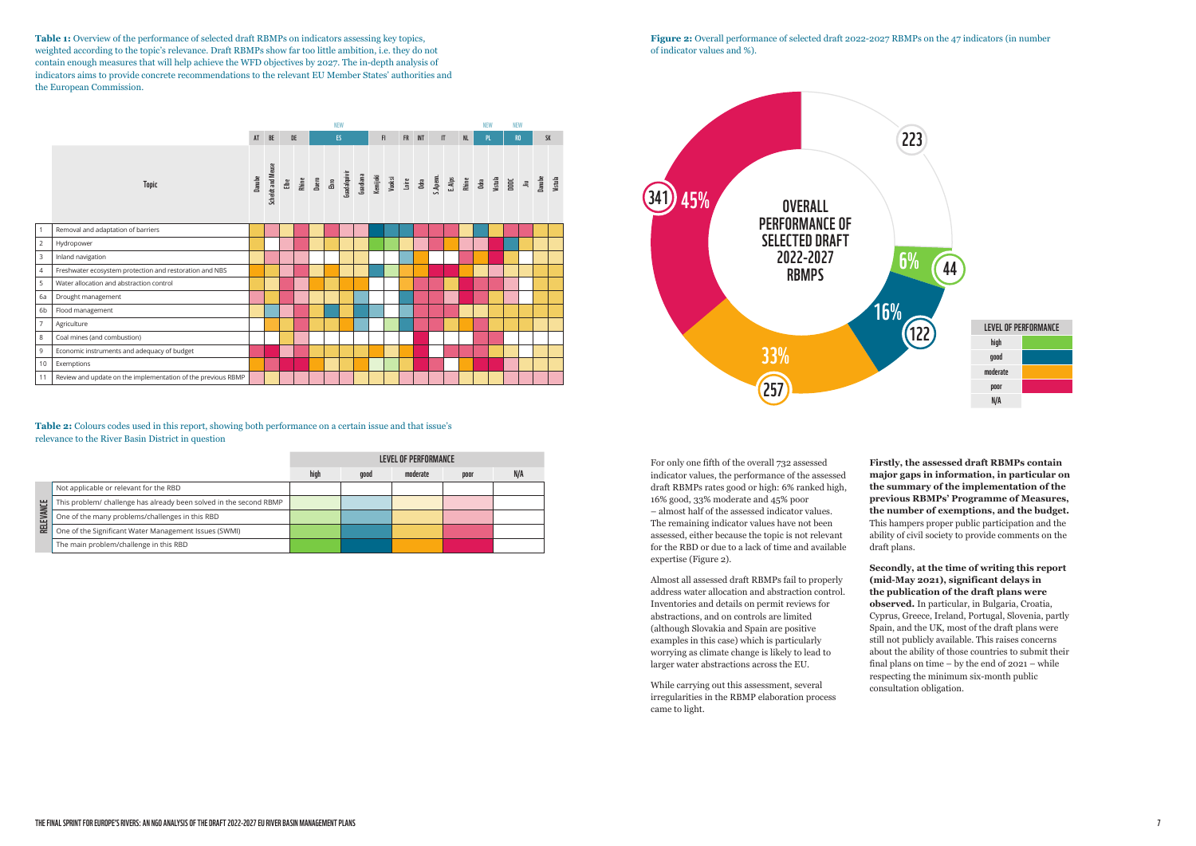**Table 1:** Overview of the performance of selected draft RBMPs on indicators assessing key topics, weighted according to the topic's relevance. Draft RBMPs show far too little ambition, i.e. they do not contain enough measures that will help achieve the WFD objectives by 2027. The in-depth analysis of indicators aims to provide concrete recommendations to the relevant EU Member States' authorities and the European Commission.

| | Topic | AT | BE | DE | | ES (NEW) | | | | FI | | FR | INT | IT | | | NL | PL (NEW) | | RO (NEW) | | SK | |
|---|---|---|---|---|---|---|---|---|---|---|---|---|---|---|---|---|---|---|---|---|---|---|---|
| | | Danube | Scheldt and Meuse | Elbe | Rhine | Duero | Ebro | Guadalquivir | Guadiana | Kemijoki | Vuoksi | Loire | Odra | S.Apenn. | E.Alps | Rhine | Odra | Vistula | DDDC | Jiu | Danube | Vistula | |
| 1 | Removal and adaptation of barriers | | | | | | | | | | | | | | | | | | | | | | |
| 2 | Hydropower | | | | | | | | | | | | | | | | | | | | | | |
| 3 | Inland navigation | | | | | | | | | | | | | | | | | | | | | | |
| 4 | Freshwater ecosystem protection and restoration and NBS | | | | | | | | | | | | | | | | | | | | | | |
| 5 | Water allocation and abstraction control | | | | | | | | | | | | | | | | | | | | | | |
| 6a | Drought management | | | | | | | | | | | | | | | | | | | | | | |
| 6b | Flood management | | | | | | | | | | | | | | | | | | | | | | |
| 7 | Agriculture | | | | | | | | | | | | | | | | | | | | | | |
| 8 | Coal mines (and combustion) | | | | | | | | | | | | | | | | | | | | | | |
| 9 | Economic instruments and adequacy of budget | | | | | | | | | | | | | | | | | | | | | | |
| 10 | Exemptions | | | | | | | | | | | | | | | | | | | | | | |
| 11 | Review and update on the implementation of the previous RBMP | | | | | | | | | | | | | | | | | | | | | | |

**Table 2:** Colours codes used in this report, showing both performance on a certain issue and that issue's relevance to the River Basin District in question

| RELEVANCE | LEVEL OF PERFORMANCE: high | good | moderate | poor | N/A |
|---|---|---|---|---|---|
| Not applicable or relevant for the RBD | | | | | |
| This problem/ challenge has already been solved in the second RBMP | | | | | |
| One of the many problems/challenges in this RBD | | | | | |
| One of the Significant Water Management Issues (SWMI) | | | | | |
| The main problem/challenge in this RBD | | | | | |

**Figure 2:** Overall performance of selected draft 2022-2027 RBMPs on the 47 indicators (in number of indicator values and %).

OVERALL PERFORMANCE OF SELECTED DRAFT 2022-2027 RBMPS

| Level of performance | Number | % |
|---|---|---|
| high | 44 | 6% |
| good | 122 | 16% |
| moderate | 257 | 33% |
| poor | 341 | 45% |
| N/A | 223 | |

For only one fifth of the overall 732 assessed indicator values, the performance of the assessed draft RBMPs rates good or high: 6% ranked high, 16% good, 33% moderate and 45% poor – almost half of the assessed indicator values. The remaining indicator values have not been assessed, either because the topic is not relevant for the RBD or due to a lack of time and available expertise (Figure 2).

Almost all assessed draft RBMPs fail to properly address water allocation and abstraction control. Inventories and details on permit reviews for abstractions, and on controls are limited (although Slovakia and Spain are positive examples in this case) which is particularly worrying as climate change is likely to lead to larger water abstractions across the EU.

While carrying out this assessment, several irregularities in the RBMP elaboration process came to light.

**Firstly, the assessed draft RBMPs contain major gaps in information, in particular on the summary of the implementation of the previous RBMPs' Programme of Measures, the number of exemptions, and the budget.** This hampers proper public participation and the ability of civil society to provide comments on the draft plans.

**Secondly, at the time of writing this report (mid-May 2021), significant delays in the publication of the draft plans were observed.** In particular, in Bulgaria, Croatia, Cyprus, Greece, Ireland, Portugal, Slovenia, partly Spain, and the UK, most of the draft plans were still not publicly available. This raises concerns about the ability of those countries to submit their final plans on time – by the end of 2021 – while respecting the minimum six-month public consultation obligation.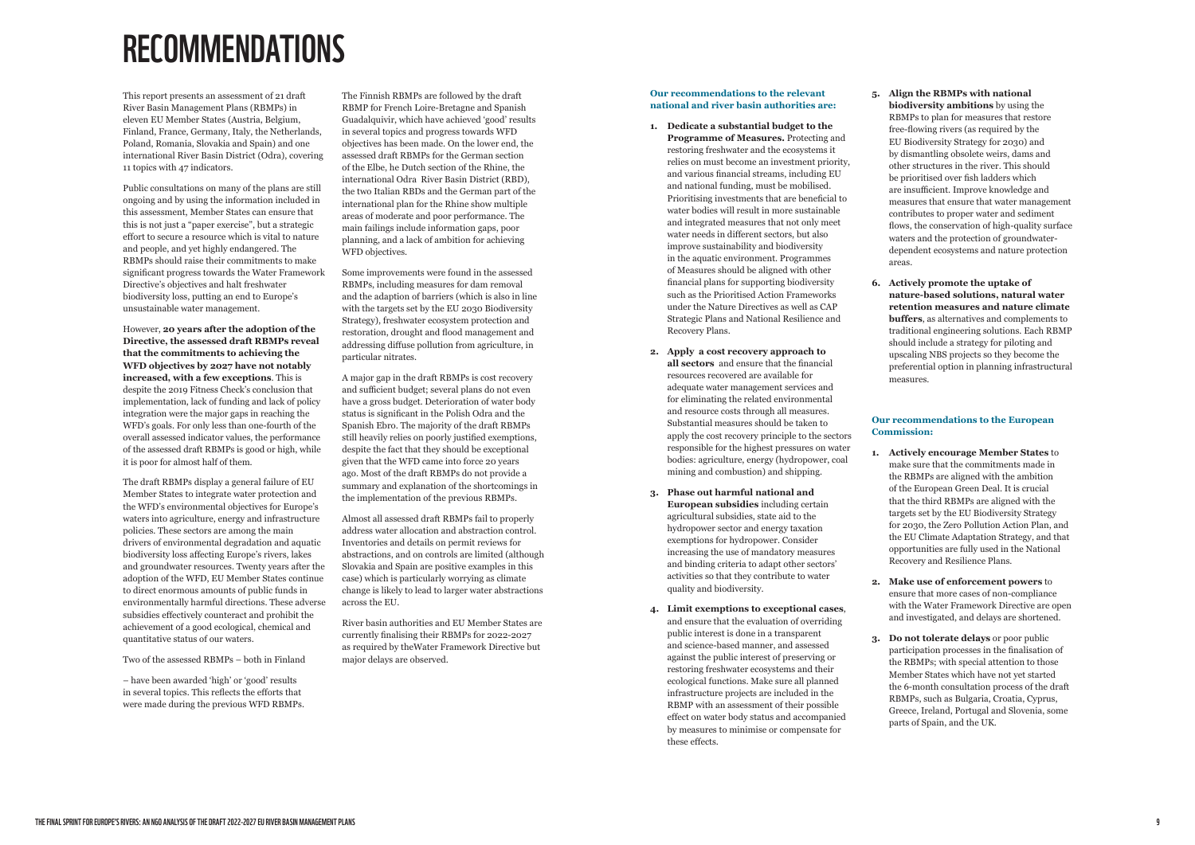# RECOMMENDATIONS

This report presents an assessment of 21 draft River Basin Management Plans (RBMPs) in eleven EU Member States (Austria, Belgium, Finland, France, Germany, Italy, the Netherlands, Poland, Romania, Slovakia and Spain) and one international River Basin District (Odra), covering 11 topics with 47 indicators.

Public consultations on many of the plans are still ongoing and by using the information included in this assessment, Member States can ensure that this is not just a "paper exercise", but a strategic effort to secure a resource which is vital to nature and people, and yet highly endangered. The RBMPs should raise their commitments to make significant progress towards the Water Framework Directive's objectives and halt freshwater biodiversity loss, putting an end to Europe's unsustainable water management.

However, **20 years after the adoption of the Directive, the assessed draft RBMPs reveal that the commitments to achieving the WFD objectives by 2027 have not notably increased, with a few exceptions**. This is despite the 2019 Fitness Check's conclusion that implementation, lack of funding and lack of policy integration were the major gaps in reaching the WFD's goals. For only less than one-fourth of the overall assessed indicator values, the performance of the assessed draft RBMPs is good or high, while it is poor for almost half of them.

The draft RBMPs display a general failure of EU Member States to integrate water protection and the WFD's environmental objectives for Europe's waters into agriculture, energy and infrastructure policies. These sectors are among the main drivers of environmental degradation and aquatic biodiversity loss affecting Europe's rivers, lakes and groundwater resources. Twenty years after the adoption of the WFD, EU Member States continue to direct enormous amounts of public funds in environmentally harmful directions. These adverse subsidies effectively counteract and prohibit the achievement of a good ecological, chemical and quantitative status of our waters.

Two of the assessed RBMPs – both in Finland

– have been awarded 'high' or 'good' results in several topics. This reflects the efforts that were made during the previous WFD RBMPs.

The Finnish RBMPs are followed by the draft RBMP for French Loire-Bretagne and Spanish Guadalquivir, which have achieved 'good' results in several topics and progress towards WFD objectives has been made. On the lower end, the assessed draft RBMPs for the German section of the Elbe, he Dutch section of the Rhine, the international Odra River Basin District (RBD), the two Italian RBDs and the German part of the international plan for the Rhine show multiple areas of moderate and poor performance. The main failings include information gaps, poor planning, and a lack of ambition for achieving WFD objectives.

Some improvements were found in the assessed RBMPs, including measures for dam removal and the adaption of barriers (which is also in line with the targets set by the EU 2030 Biodiversity Strategy), freshwater ecosystem protection and restoration, drought and flood management and addressing diffuse pollution from agriculture, in particular nitrates.

A major gap in the draft RBMPs is cost recovery and sufficient budget; several plans do not even have a gross budget. Deterioration of water body status is significant in the Polish Odra and the Spanish Ebro. The majority of the draft RBMPs still heavily relies on poorly justified exemptions, despite the fact that they should be exceptional given that the WFD came into force 20 years ago. Most of the draft RBMPs do not provide a summary and explanation of the shortcomings in the implementation of the previous RBMPs.

Almost all assessed draft RBMPs fail to properly address water allocation and abstraction control. Inventories and details on permit reviews for abstractions, and on controls are limited (although Slovakia and Spain are positive examples in this case) which is particularly worrying as climate change is likely to lead to larger water abstractions across the EU.

River basin authorities and EU Member States are currently finalising their RBMPs for 2022-2027 as required by theWater Framework Directive but major delays are observed.

**Our recommendations to the relevant national and river basin authorities are:**

1. **Dedicate a substantial budget to the Programme of Measures.** Protecting and restoring freshwater and the ecosystems it relies on must become an investment priority, and various financial streams, including EU and national funding, must be mobilised. Prioritising investments that are beneficial to water bodies will result in more sustainable and integrated measures that not only meet water needs in different sectors, but also improve sustainability and biodiversity in the aquatic environment. Programmes of Measures should be aligned with other financial plans for supporting biodiversity such as the Prioritised Action Frameworks under the Nature Directives as well as CAP Strategic Plans and National Resilience and Recovery Plans.

2. **Apply a cost recovery approach to all sectors** and ensure that the financial resources recovered are available for adequate water management services and for eliminating the related environmental and resource costs through all measures. Substantial measures should be taken to apply the cost recovery principle to the sectors responsible for the highest pressures on water bodies: agriculture, energy (hydropower, coal mining and combustion) and shipping.

3. **Phase out harmful national and European subsidies** including certain agricultural subsidies, state aid to the hydropower sector and energy taxation exemptions for hydropower. Consider increasing the use of mandatory measures and binding criteria to adapt other sectors' activities so that they contribute to water quality and biodiversity.

4. **Limit exemptions to exceptional cases**, and ensure that the evaluation of overriding public interest is done in a transparent and science-based manner, and assessed against the public interest of preserving or restoring freshwater ecosystems and their ecological functions. Make sure all planned infrastructure projects are included in the RBMP with an assessment of their possible effect on water body status and accompanied by measures to minimise or compensate for these effects.

5. **Align the RBMPs with national biodiversity ambitions** by using the RBMPs to plan for measures that restore free-flowing rivers (as required by the EU Biodiversity Strategy for 2030) and by dismantling obsolete weirs, dams and other structures in the river. This should be prioritised over fish ladders which are insufficient. Improve knowledge and measures that ensure that water management contributes to proper water and sediment flows, the conservation of high-quality surface waters and the protection of groundwater-dependent ecosystems and nature protection areas.

6. **Actively promote the uptake of nature-based solutions, natural water retention measures and nature climate buffers**, as alternatives and complements to traditional engineering solutions. Each RBMP should include a strategy for piloting and upscaling NBS projects so they become the preferential option in planning infrastructural measures.

**Our recommendations to the European Commission:**

1. **Actively encourage Member States** to make sure that the commitments made in the RBMPs are aligned with the ambition of the European Green Deal. It is crucial that the third RBMPs are aligned with the targets set by the EU Biodiversity Strategy for 2030, the Zero Pollution Action Plan, and the EU Climate Adaptation Strategy, and that opportunities are fully used in the National Recovery and Resilience Plans.

2. **Make use of enforcement powers** to ensure that more cases of non-compliance with the Water Framework Directive are open and investigated, and delays are shortened.

3. **Do not tolerate delays** or poor public participation processes in the finalisation of the RBMPs; with special attention to those Member States which have not yet started the 6-month consultation process of the draft RBMPs, such as Bulgaria, Croatia, Cyprus, Greece, Ireland, Portugal and Slovenia, some parts of Spain, and the UK.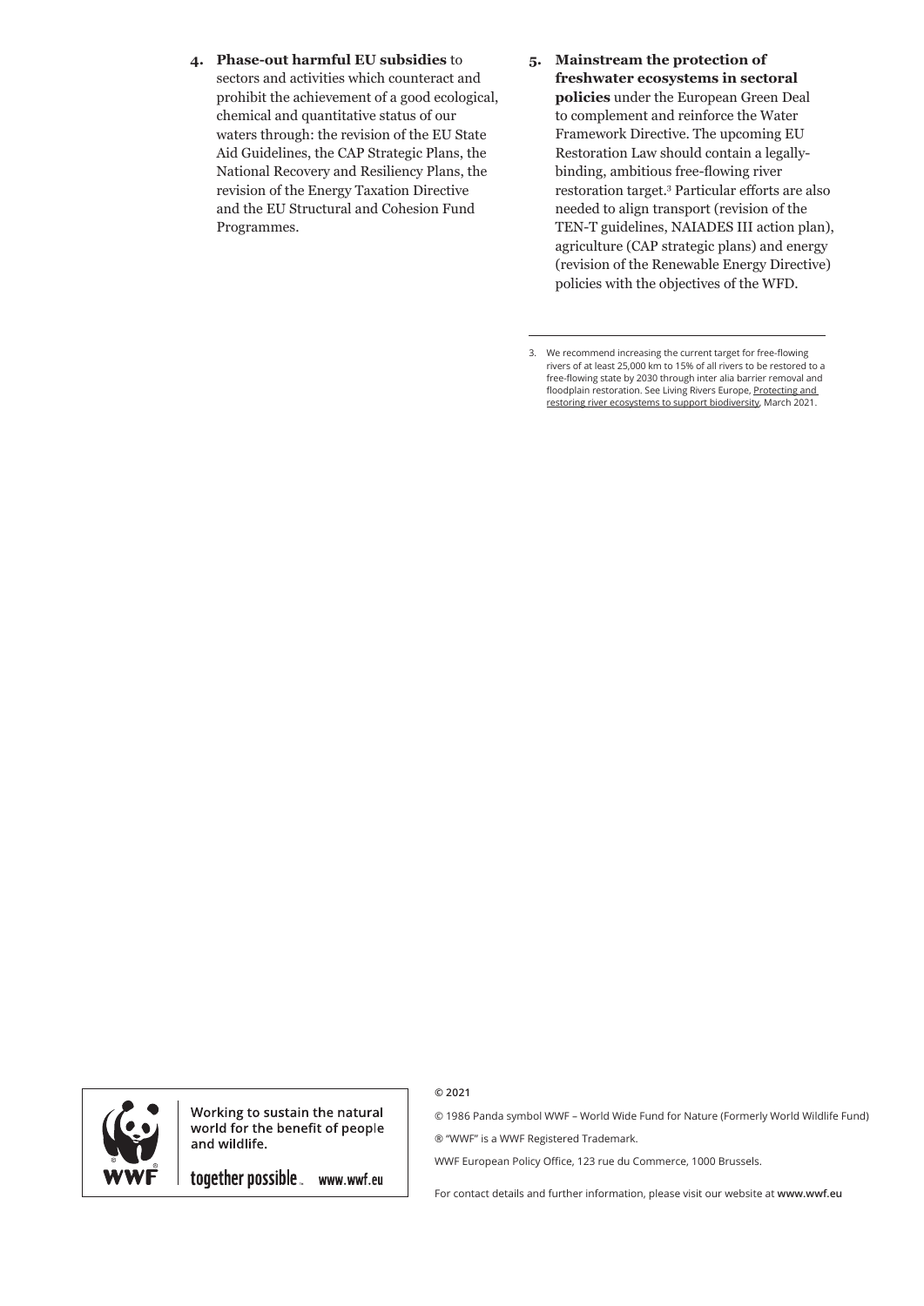4. **Phase-out harmful EU subsidies** to sectors and activities which counteract and prohibit the achievement of a good ecological, chemical and quantitative status of our waters through: the revision of the EU State Aid Guidelines, the CAP Strategic Plans, the National Recovery and Resiliency Plans, the revision of the Energy Taxation Directive and the EU Structural and Cohesion Fund Programmes.

5. **Mainstream the protection of freshwater ecosystems in sectoral policies** under the European Green Deal to complement and reinforce the Water Framework Directive. The upcoming EU Restoration Law should contain a legally-binding, ambitious free-flowing river restoration target.[3] Particular efforts are also needed to align transport (revision of the TEN-T guidelines, NAIADES III action plan), agriculture (CAP strategic plans) and energy (revision of the Renewable Energy Directive) policies with the objectives of the WFD.

---

3. We recommend increasing the current target for free-flowing rivers of at least 25,000 km to 15% of all rivers to be restored to a free-flowing state by 2030 through inter alia barrier removal and floodplain restoration. See Living Rivers Europe, Protecting and restoring river ecosystems to support biodiversity, March 2021.

WWF

Working to sustain the natural world for the benefit of people and wildlife.

together possible. www.wwf.eu

**© 2021**

© 1986 Panda symbol WWF – World Wide Fund for Nature (Formerly World Wildlife Fund)

® "WWF" is a WWF Registered Trademark.

WWF European Policy Office, 123 rue du Commerce, 1000 Brussels.

For contact details and further information, please visit our website at **www.wwf.eu**